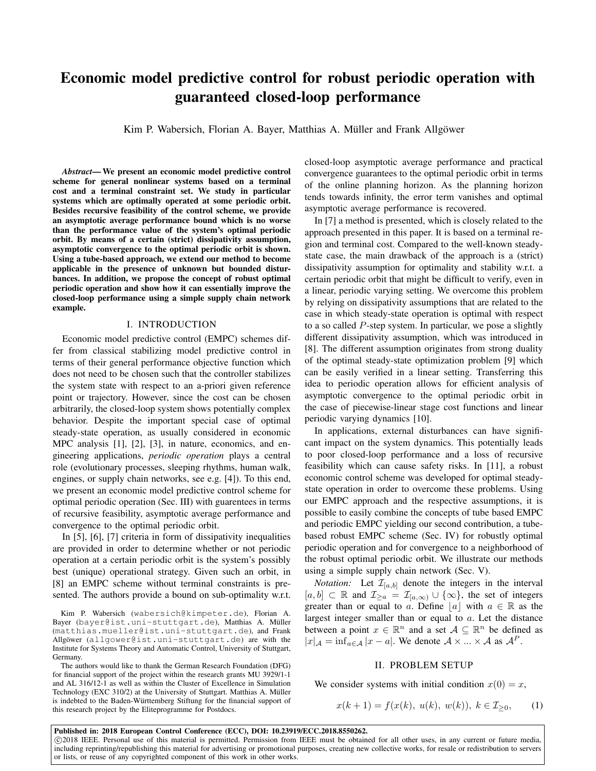# Economic model predictive control for robust periodic operation with guaranteed closed-loop performance

Kim P. Wabersich, Florian A. Bayer, Matthias A. Müller and Frank Allgöwer

***Abstract*— We present an economic model predictive control scheme for general nonlinear systems based on a terminal cost and a terminal constraint set. We study in particular systems which are optimally operated at some periodic orbit. Besides recursive feasibility of the control scheme, we provide an asymptotic average performance bound which is no worse than the performance value of the system's optimal periodic orbit. By means of a certain (strict) dissipativity assumption, asymptotic convergence to the optimal periodic orbit is shown. Using a tube-based approach, we extend our method to become applicable in the presence of unknown but bounded disturbances. In addition, we propose the concept of robust optimal periodic operation and show how it can essentially improve the closed-loop performance using a simple supply chain network example.**

## I. INTRODUCTION

Economic model predictive control (EMPC) schemes differ from classical stabilizing model predictive control in terms of their general performance objective function which does not need to be chosen such that the controller stabilizes the system state with respect to an a-priori given reference point or trajectory. However, since the cost can be chosen arbitrarily, the closed-loop system shows potentially complex behavior. Despite the important special case of optimal steady-state operation, as usually considered in economic MPC analysis [1], [2], [3], in nature, economics, and engineering applications, *periodic operation* plays a central role (evolutionary processes, sleeping rhythms, human walk, engines, or supply chain networks, see e.g. [4]). To this end, we present an economic model predictive control scheme for optimal periodic operation (Sec. III) with guarentees in terms of recursive feasibility, asymptotic average performance and convergence to the optimal periodic orbit.

In [5], [6], [7] criteria in form of dissipativity inequalities are provided in order to determine whether or not periodic operation at a certain periodic orbit is the system's possibly best (unique) operational strategy. Given such an orbit, in [8] an EMPC scheme without terminal constraints is presented. The authors provide a bound on sub-optimality w.r.t. closed-loop asymptotic average performance and practical convergence guarantees to the optimal periodic orbit in terms of the online planning horizon. As the planning horizon tends towards infinity, the error term vanishes and optimal asymptotic average performance is recovered.

In [7] a method is presented, which is closely related to the approach presented in this paper. It is based on a terminal region and terminal cost. Compared to the well-known steady-state case, the main drawback of the approach is a (strict) dissipativity assumption for optimality and stability w.r.t. a certain periodic orbit that might be difficult to verify, even in a linear, periodic varying setting. We overcome this problem by relying on dissipativity assumptions that are related to the case in which steady-state operation is optimal with respect to a so called $P$-step system. In particular, we pose a slightly different dissipativity assumption, which was introduced in [8]. The different assumption originates from strong duality of the optimal steady-state optimization problem [9] which can be easily verified in a linear setting. Transferring this idea to periodic operation allows for efficient analysis of asymptotic convergence to the optimal periodic orbit in the case of piecewise-linear stage cost functions and linear periodic varying dynamics [10].

In applications, external disturbances can have significant impact on the system dynamics. This potentially leads to poor closed-loop performance and a loss of recursive feasibility which can cause safety risks. In [11], a robust economic control scheme was developed for optimal steady-state operation in order to overcome these problems. Using our EMPC approach and the respective assumptions, it is possible to easily combine the concepts of tube based EMPC and periodic EMPC yielding our second contribution, a tube-based robust EMPC scheme (Sec. IV) for robustly optimal periodic operation and for convergence to a neighborhood of the robust optimal periodic orbit. We illustrate our methods using a simple supply chain network (Sec. V).

*Notation:* Let $\mathcal{I}_{[a,b]}$ denote the integers in the interval $[a, b] \subset \mathbb{R}$ and $\mathcal{I}_{\geq a} = \mathcal{I}_{[a,\infty)} \cup \{\infty\}$, the set of integers greater than or equal to $a$. Define $\lfloor a \rfloor$ with $a \in \mathbb{R}$ as the largest integer smaller than or equal to $a$. Let the distance between a point $x \in \mathbb{R}^n$ and a set $\mathcal{A} \subseteq \mathbb{R}^n$ be defined as $|x|_{\mathcal{A}} = \inf_{a \in \mathcal{A}} |x - a|$. We denote $\mathcal{A} \times ... \times \mathcal{A}$ as $\mathcal{A}^P$.

## II. PROBLEM SETUP

We consider systems with initial condition $x(0) = x$,

$$x(k+1) = f(x(k),\ u(k),\ w(k)),\ k \in \mathcal{I}_{\geq 0}, \qquad (1)$$

Kim P. Wabersich (wabersich@kimpeter.de), Florian A. Bayer (bayer@ist.uni-stuttgart.de), Matthias A. Müller (matthias.mueller@ist.uni-stuttgart.de), and Frank Allgöwer (allgower@ist.uni-stuttgart.de) are with the Institute for Systems Theory and Automatic Control, University of Stuttgart, Germany.

The authors would like to thank the German Research Foundation (DFG) for financial support of the project within the research grants MU 3929/1-1 and AL 316/12-1 as well as within the Cluster of Excellence in Simulation Technology (EXC 310/2) at the University of Stuttgart. Matthias A. Müller is indebted to the Baden-Württemberg Stiftung for the financial support of this research project by the Eliteprogramme for Postdocs.

**Published in: 2018 European Control Conference (ECC), DOI: 10.23919/ECC.2018.8550262.**
©2018 IEEE. Personal use of this material is permitted. Permission from IEEE must be obtained for all other uses, in any current or future media, including reprinting/republishing this material for advertising or promotional purposes, creating new collective works, for resale or redistribution to servers or lists, or reuse of any copyrighted component of this work in other works.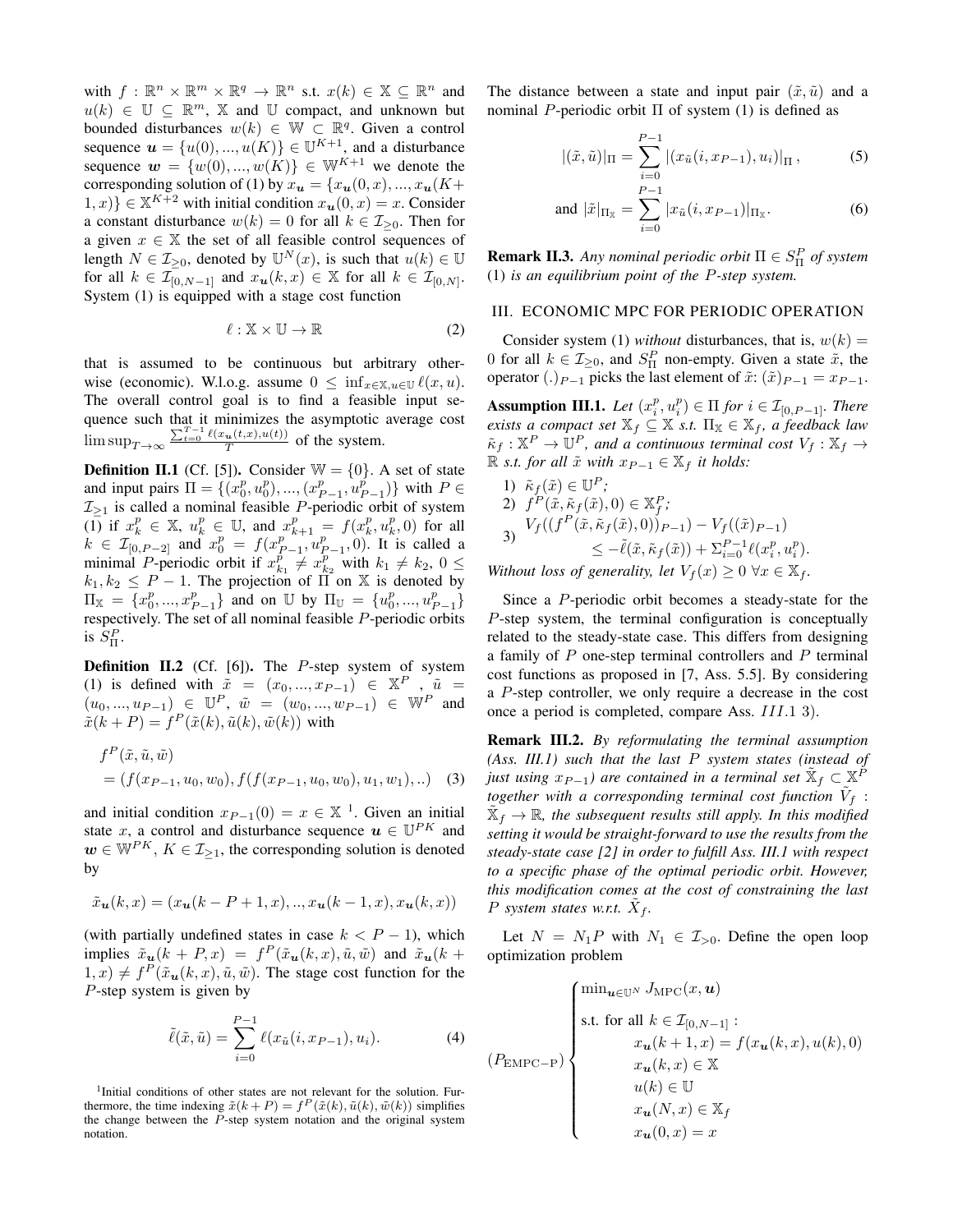with $f : \mathbb{R}^n \times \mathbb{R}^m \times \mathbb{R}^q \to \mathbb{R}^n$ s.t. $x(k) \in \mathbb{X} \subseteq \mathbb{R}^n$ and $u(k) \in \mathbb{U} \subseteq \mathbb{R}^m$, $\mathbb{X}$ and $\mathbb{U}$ compact, and unknown but bounded disturbances $w(k) \in \mathbb{W} \subset \mathbb{R}^q$. Given a control sequence $\boldsymbol{u} = \{u(0), ..., u(K)\} \in \mathbb{U}^{K+1}$, and a disturbance sequence $\boldsymbol{w} = \{w(0), ..., w(K)\} \in \mathbb{W}^{K+1}$ we denote the corresponding solution of (1) by $x_{\boldsymbol{u}} = \{x_{\boldsymbol{u}}(0, x), ..., x_{\boldsymbol{u}}(K+1, x)\} \in \mathbb{X}^{K+2}$ with initial condition $x_{\boldsymbol{u}}(0, x) = x$. Consider a constant disturbance $w(k) = 0$ for all $k \in \mathcal{I}_{\geq 0}$. Then for a given $x \in \mathbb{X}$ the set of all feasible control sequences of length $N \in \mathcal{I}_{\geq 0}$, denoted by $\mathbb{U}^N(x)$, is such that $u(k) \in \mathbb{U}$ for all $k \in \mathcal{I}_{[0,N-1]}$ and $x_{\boldsymbol{u}}(k, x) \in \mathbb{X}$ for all $k \in \mathcal{I}_{[0,N]}$. System (1) is equipped with a stage cost function

$$\ell : \mathbb{X} \times \mathbb{U} \to \mathbb{R} \tag{2}$$

that is assumed to be continuous but arbitrary otherwise (economic). W.l.o.g. assume $0 \leq \inf_{x \in \mathbb{X}, u \in \mathbb{U}} \ell(x, u)$. The overall control goal is to find a feasible input sequence such that it minimizes the asymptotic average cost $\limsup_{T \to \infty} \frac{\sum_{t=0}^{T-1} \ell(x_{\boldsymbol{u}}(t,x), u(t))}{T}$ of the system.

**Definition II.1** (Cf. [5]). Consider $\mathbb{W} = \{0\}$. A set of state and input pairs $\Pi = \{(x_0^p, u_0^p), ..., (x_{P-1}^p, u_{P-1}^p)\}$ with $P \in \mathcal{I}_{\geq 1}$ is called a nominal feasible $P$-periodic orbit of system (1) if $x_k^p \in \mathbb{X}$, $u_k^p \in \mathbb{U}$, and $x_{k+1}^p = f(x_k^p, u_k^p, 0)$ for all $k \in \mathcal{I}_{[0,P-2]}$ and $x_0^p = f(x_{P-1}^p, u_{P-1}^p, 0)$. It is called a minimal $P$-periodic orbit if $x_{k_1}^p \neq x_{k_2}^p$ with $k_1 \neq k_2$, $0 \leq k_1, k_2 \leq P-1$. The projection of $\Pi$ on $\mathbb{X}$ is denoted by $\Pi_{\mathbb{X}} = \{x_0^p, ..., x_{P-1}^p\}$ and on $\mathbb{U}$ by $\Pi_{\mathbb{U}} = \{u_0^p, ..., u_{P-1}^p\}$ respectively. The set of all nominal feasible $P$-periodic orbits is $S_\Pi^P$.

**Definition II.2** (Cf. [6]). The $P$-step system of system (1) is defined with $\tilde{x} = (x_0, ..., x_{P-1}) \in \mathbb{X}^P$, $\tilde{u} = (u_0, ..., u_{P-1}) \in \mathbb{U}^P$, $\tilde{w} = (w_0, ..., w_{P-1}) \in \mathbb{W}^P$ and $\tilde{x}(k+P) = f^P(\tilde{x}(k), \tilde{u}(k), \tilde{w}(k))$ with

$$\begin{aligned} &f^P(\tilde{x}, \tilde{u}, \tilde{w}) \\ &= (f(x_{P-1}, u_0, w_0), f(f(x_{P-1}, u_0, w_0), u_1, w_1), ..) \end{aligned} \tag{3}$$

and initial condition $x_{P-1}(0) = x \in \mathbb{X}$ [1]. Given an initial state $x$, a control and disturbance sequence $\boldsymbol{u} \in \mathbb{U}^{PK}$ and $\boldsymbol{w} \in \mathbb{W}^{PK}$, $K \in \mathcal{I}_{\geq 1}$, the corresponding solution is denoted by

$$\tilde{x}_{\boldsymbol{u}}(k, x) = (x_{\boldsymbol{u}}(k-P+1, x), .., x_{\boldsymbol{u}}(k-1, x), x_{\boldsymbol{u}}(k, x))$$

(with partially undefined states in case $k < P-1$), which implies $\tilde{x}_{\boldsymbol{u}}(k+P, x) = f^P(\tilde{x}_{\boldsymbol{u}}(k, x), \tilde{u}, \tilde{w})$ and $\tilde{x}_{\boldsymbol{u}}(k+1, x) \neq f^P(\tilde{x}_{\boldsymbol{u}}(k, x), \tilde{u}, \tilde{w})$. The stage cost function for the $P$-step system is given by

$$\tilde{\ell}(\tilde{x}, \tilde{u}) = \sum_{i=0}^{P-1} \ell(x_{\tilde{u}}(i, x_{P-1}), u_i). \tag{4}$$

[1] Initial conditions of other states are not relevant for the solution. Furthermore, the time indexing $\tilde{x}(k+P) = f^P(\tilde{x}(k), \tilde{u}(k), \tilde{w}(k))$ simplifies the change between the $P$-step system notation and the original system notation.

The distance between a state and input pair $(\tilde{x}, \tilde{u})$ and a nominal $P$-periodic orbit $\Pi$ of system (1) is defined as

$$|(\tilde{x}, \tilde{u})|_\Pi = \sum_{i=0}^{P-1} |(x_{\tilde{u}}(i, x_{P-1}), u_i)|_\Pi, \tag{5}$$

$$\text{and } |\tilde{x}|_{\Pi_{\mathbb{X}}} = \sum_{i=0}^{P-1} |x_{\tilde{u}}(i, x_{P-1})|_{\Pi_{\mathbb{X}}}. \tag{6}$$

**Remark II.3.** *Any nominal periodic orbit $\Pi \in S_\Pi^P$ of system (1) is an equilibrium point of the $P$-step system.*

## III. ECONOMIC MPC FOR PERIODIC OPERATION

Consider system (1) *without* disturbances, that is, $w(k) = 0$ for all $k \in \mathcal{I}_{\geq 0}$, and $S_\Pi^P$ non-empty. Given a state $\tilde{x}$, the operator $(.)_{P-1}$ picks the last element of $\tilde{x}$: $(\tilde{x})_{P-1} = x_{P-1}$.

**Assumption III.1.** *Let $(x_i^p, u_i^p) \in \Pi$ for $i \in \mathcal{I}_{[0,P-1]}$. There exists a compact set $\mathbb{X}_f \subseteq \mathbb{X}$ s.t. $\Pi_{\mathbb{X}} \in \mathbb{X}_f$, a feedback law $\tilde{\kappa}_f : \mathbb{X}^P \to \mathbb{U}^P$, and a continuous terminal cost $V_f : \mathbb{X}_f \to \mathbb{R}$ s.t. for all $\tilde{x}$ with $x_{P-1} \in \mathbb{X}_f$ it holds:*

1) $\tilde{\kappa}_f(\tilde{x}) \in \mathbb{U}^P$;
2) $f^P(\tilde{x}, \tilde{\kappa}_f(\tilde{x}), 0) \in \mathbb{X}_f^P$;
3) $V_f((f^P(\tilde{x}, \tilde{\kappa}_f(\tilde{x}), 0))_{P-1}) - V_f((\tilde{x})_{P-1}) \leq -\tilde{\ell}(\tilde{x}, \tilde{\kappa}_f(\tilde{x})) + \Sigma_{i=0}^{P-1} \ell(x_i^p, u_i^p)$.

*Without loss of generality, let $V_f(x) \geq 0 \ \forall x \in \mathbb{X}_f$.*

Since a $P$-periodic orbit becomes a steady-state for the $P$-step system, the terminal configuration is conceptually related to the steady-state case. This differs from designing a family of $P$ one-step terminal controllers and $P$ terminal cost functions as proposed in [7, Ass. 5.5]. By considering a $P$-step controller, we only require a decrease in the cost once a period is completed, compare Ass. $III.1$ 3).

**Remark III.2.** *By reformulating the terminal assumption (Ass. III.1) such that the last $P$ system states (instead of just using $x_{P-1}$) are contained in a terminal set $\tilde{\mathbb{X}}_f \subset \mathbb{X}^P$ together with a corresponding terminal cost function $\tilde{V}_f : \tilde{\mathbb{X}}_f \to \mathbb{R}$, the subsequent results still apply. In this modified setting it would be straight-forward to use the results from the steady-state case [2] in order to fulfill Ass. III.1 with respect to a specific phase of the optimal periodic orbit. However, this modification comes at the cost of constraining the last $P$ system states w.r.t. $\tilde{X}_f$.*

Let $N = N_1 P$ with $N_1 \in \mathcal{I}_{>0}$. Define the open loop optimization problem

$$(P_{\text{EMPC-P}}) \begin{cases} \min_{\boldsymbol{u} \in \mathbb{U}^N} J_{\text{MPC}}(x, \boldsymbol{u}) \\ \text{s.t. for all } k \in \mathcal{I}_{[0,N-1]} : \\ \qquad x_{\boldsymbol{u}}(k+1, x) = f(x_{\boldsymbol{u}}(k, x), u(k), 0) \\ \qquad x_{\boldsymbol{u}}(k, x) \in \mathbb{X} \\ \qquad u(k) \in \mathbb{U} \\ \qquad x_{\boldsymbol{u}}(N, x) \in \mathbb{X}_f \\ \qquad x_{\boldsymbol{u}}(0, x) = x \end{cases}$$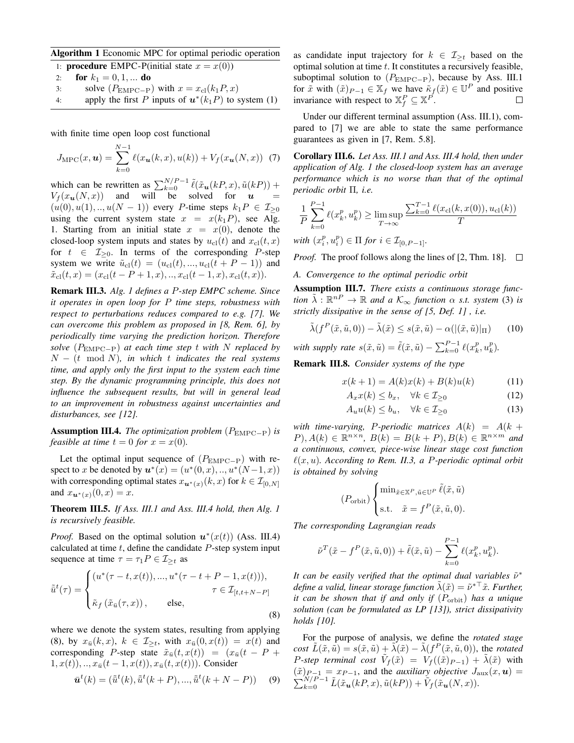**Algorithm 1** Economic MPC for optimal periodic operation

```
1: procedure EMPC-P(initial state x = x(0))
2:     for k_1 = 0, 1, ... do
3:         solve (P_EMPC-P) with x = x_cl(k_1 P, x)
4:         apply the first P inputs of u*(k_1 P) to system (1)
```

with finite time open loop cost functional

$$J_{\text{MPC}}(x, \boldsymbol{u}) = \sum_{k=0}^{N-1} \ell(x_{\boldsymbol{u}}(k, x), u(k)) + V_f(x_{\boldsymbol{u}}(N, x)) \quad (7)$$

which can be rewritten as $\sum_{k=0}^{N/P-1} \tilde{\ell}(\tilde{x}_{\boldsymbol{u}}(kP, x), \tilde{u}(kP)) + V_f(x_{\boldsymbol{u}}(N, x))$ and will be solved for $\boldsymbol{u} = (u(0), u(1), .., u(N-1))$ every $P$-time steps $k_1 P \in \mathcal{I}_{\geq 0}$ using the current system state $x = x(k_1 P)$, see Alg. 1. Starting from an initial state $x = x(0)$, denote the closed-loop system inputs and states by $u_{\text{cl}}(t)$ and $x_{\text{cl}}(t, x)$ for $t \in \mathcal{I}_{\geq 0}$. In terms of the corresponding $P$-step system we write $\tilde{u}_{\text{cl}}(t) = (u_{\text{cl}}(t), ..., u_{\text{cl}}(t + P - 1))$ and $\tilde{x}_{\text{cl}}(t, x) = (x_{\text{cl}}(t - P + 1, x), .., x_{\text{cl}}(t-1, x), x_{\text{cl}}(t, x))$.

**Remark III.3.** *Alg. 1 defines a $P$-step EMPC scheme. Since it operates in open loop for $P$ time steps, robustness with respect to perturbations reduces compared to e.g. [7]. We can overcome this problem as proposed in [8, Rem. 6], by periodically time varying the prediction horizon. Therefore solve ($P_{\text{EMPC-P}}$) at each time step $t$ with $N$ replaced by $N - (t \mod N)$, in which $t$ indicates the real systems time, and apply only the first input to the system each time step. By the dynamic programming principle, this does not influence the subsequent results, but will in general lead to an improvement in robustness against uncertainties and disturbances, see [12].*

**Assumption III.4.** *The optimization problem ($P_{\text{EMPC-P}}$) is feasible at time $t = 0$ for $x = x(0)$.*

Let the optimal input sequence of ($P_{\text{EMPC-P}}$) with respect to $x$ be denoted by $\boldsymbol{u}^*(x) = (u^*(0, x), .., u^*(N-1, x))$ with corresponding optimal states $x_{\boldsymbol{u}^*(x)}(k, x)$ for $k \in \mathcal{I}_{[0,N]}$ and $x_{\boldsymbol{u}^*(x)}(0, x) = x$.

**Theorem III.5.** *If Ass. III.1 and Ass. III.4 hold, then Alg. 1 is recursively feasible.*

*Proof.* Based on the optimal solution $\boldsymbol{u}^*(x(t))$ (Ass. III.4) calculated at time $t$, define the candidate $P$-step system input sequence at time $\tau = \tau_1 P \in \mathcal{I}_{\geq t}$ as

$$\tilde{\bar{u}}^t(\tau) = \begin{cases} (u^*(\tau - t, x(t)), ..., u^*(\tau - t + P - 1, x(t))), \\ \qquad\qquad\qquad\qquad \tau \in \mathcal{I}_{[t, t+N-P]} \\ \tilde{\kappa}_f\left(\tilde{x}_{\bar{u}}(\tau, x)\right), \qquad \text{else}, \end{cases} \quad (8)$$

where we denote the system states, resulting from applying (8), by $x_{\bar{u}}(k, x)$, $k \in \mathcal{I}_{\geq t}$, with $x_{\bar{u}}(0, x(t)) = x(t)$ and corresponding $P$-step state $\tilde{x}_{\bar{u}}(t, x(t)) = (x_{\bar{u}}(t - P + 1, x(t)), .., x_{\bar{u}}(t-1, x(t)), x_{\bar{u}}(t, x(t)))$. Consider

$$\bar{\boldsymbol{u}}^t(k) = (\tilde{\bar{u}}^t(k), \tilde{\bar{u}}^t(k+P), ..., \tilde{\bar{u}}^t(k+N-P)) \quad (9)$$

as candidate input trajectory for $k \in \mathcal{I}_{\geq t}$ based on the optimal solution at time $t$. It constitutes a recursively feasible, suboptimal solution to ($P_{\text{EMPC-P}}$), because by Ass. III.1 for $\tilde{x}$ with $(\tilde{x})_{P-1} \in \mathbb{X}_f$ we have $\tilde{\kappa}_f(\tilde{x}) \in \mathbb{U}^P$ and positive invariance with respect to $\mathbb{X}_f^P \subseteq \mathbb{X}^P$. $\square$

Under our different terminal assumption (Ass. III.1), compared to [7] we are able to state the same performance guarantees as given in [7, Rem. 5.8].

**Corollary III.6.** *Let Ass. III.1 and Ass. III.4 hold, then under application of Alg. 1 the closed-loop system has an average performance which is no worse than that of the optimal periodic orbit $\Pi$, i.e.*

$$\frac{1}{P}\sum_{k=0}^{P-1} \ell(x_k^p, u_k^p) \geq \limsup_{T \to \infty} \frac{\sum_{k=0}^{T-1} \ell(x_{\text{cl}}(k, x(0)), u_{\text{cl}}(k))}{T}$$

*with $(x_i^p, u_i^p) \in \Pi$ for $i \in \mathcal{I}_{[0,P-1]}$.*

*Proof.* The proof follows along the lines of [2, Thm. 18]. $\square$

### A. Convergence to the optimal periodic orbit

**Assumption III.7.** *There exists a continuous storage function $\tilde{\lambda} : \mathbb{R}^{nP} \to \mathbb{R}$ and a $\mathcal{K}_\infty$ function $\alpha$ s.t. system (3) is strictly dissipative in the sense of [5, Def. 1] , i.e.*

$$\tilde{\lambda}(f^P(\tilde{x}, \tilde{u}, 0)) - \tilde{\lambda}(\tilde{x}) \leq s(\tilde{x}, \tilde{u}) - \alpha(|(\tilde{x}, \tilde{u})|_\Pi) \quad (10)$$

*with supply rate $s(\tilde{x}, \tilde{u}) = \tilde{\ell}(\tilde{x}, \tilde{u}) - \sum_{k=0}^{P-1} \ell(x_k^p, u_k^p)$.*

**Remark III.8.** *Consider systems of the type*

$$x(k+1) = A(k)x(k) + B(k)u(k) \quad (11)$$

$$A_x x(k) \leq b_x, \quad \forall k \in \mathcal{I}_{\geq 0} \quad (12)$$

$$A_u u(k) \leq b_u, \quad \forall k \in \mathcal{I}_{\geq 0} \quad (13)$$

*with time-varying, $P$-periodic matrices $A(k) = A(k + P), A(k) \in \mathbb{R}^{n \times n}$, $B(k) = B(k+P), B(k) \in \mathbb{R}^{n \times m}$ and a continuous, convex, piece-wise linear stage cost function $\ell(x, u)$. According to Rem. II.3, a $P$-periodic optimal orbit is obtained by solving*

$$(P_{\text{orbit}}) \begin{cases} \min_{\tilde{x} \in \mathbb{X}^P, \tilde{u} \in \mathbb{U}^P} \tilde{\ell}(\tilde{x}, \tilde{u}) \\ \text{s.t.} \quad \tilde{x} = f^P(\tilde{x}, \tilde{u}, 0). \end{cases}$$

*The corresponding Lagrangian reads*

$$\tilde{\nu}^T(\tilde{x} - f^P(\tilde{x}, \tilde{u}, 0)) + \tilde{\ell}(\tilde{x}, \tilde{u}) - \sum_{k=0}^{P-1} \ell(x_k^p, u_k^p).$$

*It can be easily verified that the optimal dual variables $\tilde{\nu}^*$ define a valid, linear storage function $\tilde{\lambda}(\tilde{x}) = \tilde{\nu}^{*\top}\tilde{x}$. Further, it can be shown that if and only if ($P_{\text{orbit}}$) has a unique solution (can be formulated as LP [13]), strict dissipativity holds [10].*

For the purpose of analysis, we define the *rotated stage cost* $\tilde{L}(\tilde{x}, \tilde{u}) = s(\tilde{x}, \tilde{u}) + \tilde{\lambda}(\tilde{x}) - \tilde{\lambda}(f^P(\tilde{x}, \tilde{u}, 0))$, the *rotated $P$-step terminal cost* $\tilde{V}_f(\tilde{x}) = V_f((\tilde{x})_{P-1}) + \tilde{\lambda}(\tilde{x})$ with $(\tilde{x})_{P-1} = x_{P-1}$, and the *auxiliary objective* $J_{\text{aux}}(x, \boldsymbol{u}) = \sum_{k=0}^{N/P-1} \tilde{L}(\tilde{x}_{\boldsymbol{u}}(kP, x), \tilde{u}(kP)) + \tilde{V}_f(\tilde{x}_{\boldsymbol{u}}(N, x))$.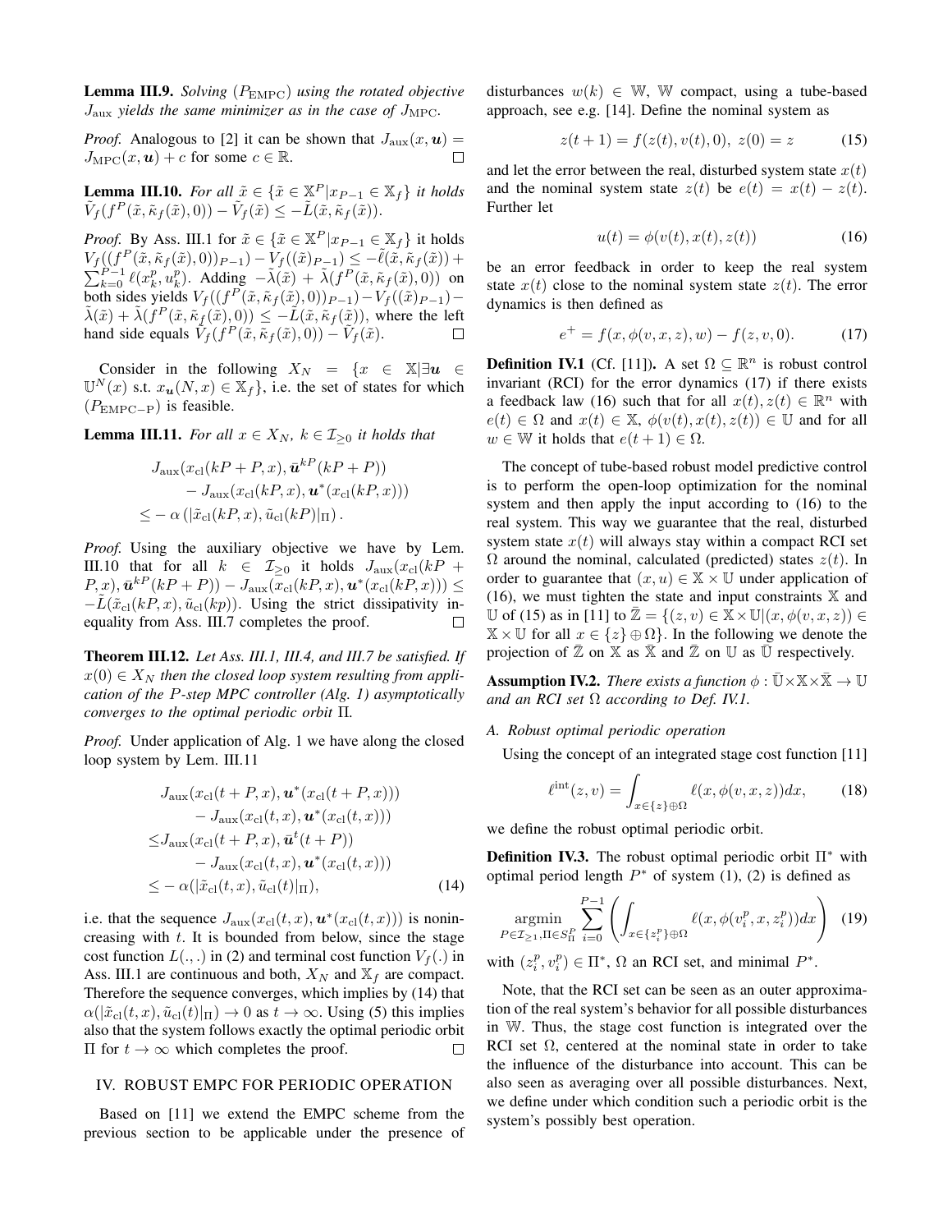**Lemma III.9.** *Solving $(P_{\text{EMPC}})$ using the rotated objective $J_{\text{aux}}$ yields the same minimizer as in the case of $J_{\text{MPC}}$.*

*Proof.* Analogous to [2] it can be shown that $J_{\text{aux}}(x, \boldsymbol{u}) = J_{\text{MPC}}(x, \boldsymbol{u}) + c$ for some $c \in \mathbb{R}$. $\square$

**Lemma III.10.** *For all $\tilde{x} \in \{\tilde{x} \in \mathbb{X}^P | x_{P-1} \in \mathbb{X}_f\}$ it holds $\tilde{V}_f(f^P(\tilde{x}, \tilde{\kappa}_f(\tilde{x}), 0)) - \tilde{V}_f(\tilde{x}) \leq -\tilde{L}(\tilde{x}, \tilde{\kappa}_f(\tilde{x}))$.*

*Proof.* By Ass. III.1 for $\tilde{x} \in \{\tilde{x} \in \mathbb{X}^P | x_{P-1} \in \mathbb{X}_f\}$ it holds $V_f((f^P(\tilde{x}, \tilde{\kappa}_f(\tilde{x}), 0))_{P-1}) - V_f((\tilde{x})_{P-1}) \leq -\tilde{\ell}(\tilde{x}, \tilde{\kappa}_f(\tilde{x})) + \sum_{k=0}^{P-1} \ell(x_k^p, u_k^p)$. Adding $-\tilde{\lambda}(\tilde{x}) + \tilde{\lambda}(f^P(\tilde{x}, \tilde{\kappa}_f(\tilde{x}), 0))$ on both sides yields $V_f((f^P(\tilde{x}, \tilde{\kappa}_f(\tilde{x}), 0))_{P-1}) - V_f((\tilde{x})_{P-1}) - \tilde{\lambda}(\tilde{x}) + \tilde{\lambda}(f^P(\tilde{x}, \tilde{\kappa}_f(\tilde{x}), 0)) \leq -\tilde{L}(\tilde{x}, \tilde{\kappa}_f(\tilde{x}))$, where the left hand side equals $\tilde{V}_f(f^P(\tilde{x}, \tilde{\kappa}_f(\tilde{x}), 0)) - \tilde{V}_f(\tilde{x})$. $\square$

Consider in the following $X_N = \{x \in \mathbb{X} | \exists \boldsymbol{u} \in \mathbb{U}^N(x) \text{ s.t. } x_{\boldsymbol{u}}(N, x) \in \mathbb{X}_f\}$, i.e. the set of states for which $(P_{\text{EMPC-P}})$ is feasible.

**Lemma III.11.** *For all $x \in X_N$, $k \in \mathcal{I}_{\geq 0}$ it holds that*

$$
\begin{aligned}
&J_{\text{aux}}(x_{\text{cl}}(kP + P, x), \bar{\boldsymbol{u}}^{kP}(kP + P)) \\
&\quad - J_{\text{aux}}(x_{\text{cl}}(kP, x), \boldsymbol{u}^*(x_{\text{cl}}(kP, x))) \\
&\leq -\alpha\left(|\tilde{x}_{\text{cl}}(kP, x), \tilde{u}_{\text{cl}}(kP)|_{\Pi}\right).
\end{aligned}
$$

*Proof.* Using the auxiliary objective we have by Lem. III.10 that for all $k \in \mathcal{I}_{\geq 0}$ it holds $J_{\text{aux}}(x_{\text{cl}}(kP + P, x), \bar{\boldsymbol{u}}^{kP}(kP + P)) - J_{\text{aux}}(x_{\text{cl}}(kP, x), \boldsymbol{u}^*(x_{\text{cl}}(kP, x))) \leq -\tilde{L}(\tilde{x}_{\text{cl}}(kP, x), \tilde{u}_{\text{cl}}(kp))$. Using the strict dissipativity inequality from Ass. III.7 completes the proof. $\square$

**Theorem III.12.** *Let Ass. III.1, III.4, and III.7 be satisfied. If $x(0) \in X_N$ then the closed loop system resulting from application of the $P$-step MPC controller (Alg. 1) asymptotically converges to the optimal periodic orbit $\Pi$.*

*Proof.* Under application of Alg. 1 we have along the closed loop system by Lem. III.11

$$
\begin{aligned}
&J_{\text{aux}}(x_{\text{cl}}(t + P, x), \boldsymbol{u}^*(x_{\text{cl}}(t + P, x))) \\
&\quad - J_{\text{aux}}(x_{\text{cl}}(t, x), \boldsymbol{u}^*(x_{\text{cl}}(t, x))) \\
\leq &J_{\text{aux}}(x_{\text{cl}}(t + P, x), \bar{\boldsymbol{u}}^t(t + P)) \\
&\quad - J_{\text{aux}}(x_{\text{cl}}(t, x), \boldsymbol{u}^*(x_{\text{cl}}(t, x))) \\
\leq &-\alpha(|\tilde{x}_{\text{cl}}(t, x), \tilde{u}_{\text{cl}}(t)|_{\Pi}),
\end{aligned} \tag{14}
$$

i.e. that the sequence $J_{\text{aux}}(x_{\text{cl}}(t, x), \boldsymbol{u}^*(x_{\text{cl}}(t, x)))$ is nonincreasing with $t$. It is bounded from below, since the stage cost function $L(.,.)$ in (2) and terminal cost function $V_f(.)$ in Ass. III.1 are continuous and both, $X_N$ and $\mathbb{X}_f$ are compact. Therefore the sequence converges, which implies by (14) that $\alpha(|\tilde{x}_{\text{cl}}(t, x), \tilde{u}_{\text{cl}}(t)|_{\Pi}) \to 0$ as $t \to \infty$. Using (5) this implies also that the system follows exactly the optimal periodic orbit $\Pi$ for $t \to \infty$ which completes the proof. $\square$

## IV. ROBUST EMPC FOR PERIODIC OPERATION

Based on [11] we extend the EMPC scheme from the previous section to be applicable under the presence of disturbances $w(k) \in \mathbb{W}$, $\mathbb{W}$ compact, using a tube-based approach, see e.g. [14]. Define the nominal system as

$$
z(t + 1) = f(z(t), v(t), 0), \; z(0) = z \tag{15}
$$

and let the error between the real, disturbed system state $x(t)$ and the nominal system state $z(t)$ be $e(t) = x(t) - z(t)$. Further let

$$
u(t) = \phi(v(t), x(t), z(t)) \tag{16}
$$

be an error feedback in order to keep the real system state $x(t)$ close to the nominal system state $z(t)$. The error dynamics is then defined as

$$
e^+ = f(x, \phi(v, x, z), w) - f(z, v, 0). \tag{17}
$$

**Definition IV.1** (Cf. [11]). A set $\Omega \subseteq \mathbb{R}^n$ is robust control invariant (RCI) for the error dynamics (17) if there exists a feedback law (16) such that for all $x(t), z(t) \in \mathbb{R}^n$ with $e(t) \in \Omega$ and $x(t) \in \mathbb{X}$, $\phi(v(t), x(t), z(t)) \in \mathbb{U}$ and for all $w \in \mathbb{W}$ it holds that $e(t + 1) \in \Omega$.

The concept of tube-based robust model predictive control is to perform the open-loop optimization for the nominal system and then apply the input according to (16) to the real system. This way we guarantee that the real, disturbed system state $x(t)$ will always stay within a compact RCI set $\Omega$ around the nominal, calculated (predicted) states $z(t)$. In order to guarantee that $(x, u) \in \mathbb{X} \times \mathbb{U}$ under application of (16), we must tighten the state and input constraints $\mathbb{X}$ and $\mathbb{U}$ of (15) as in [11] to $\bar{\mathbb{Z}} = \{(z, v) \in \mathbb{X} \times \mathbb{U} | (x, \phi(v, x, z)) \in \mathbb{X} \times \mathbb{U} \text{ for all } x \in \{z\} \oplus \Omega\}$. In the following we denote the projection of $\bar{\mathbb{Z}}$ on $\mathbb{X}$ as $\bar{\mathbb{X}}$ and $\bar{\mathbb{Z}}$ on $\mathbb{U}$ as $\bar{\mathbb{U}}$ respectively.

**Assumption IV.2.** *There exists a function $\phi : \bar{\mathbb{U}} \times \mathbb{X} \times \bar{\mathbb{X}} \to \mathbb{U}$ and an RCI set $\Omega$ according to Def. IV.1.*

### A. Robust optimal periodic operation

Using the concept of an integrated stage cost function [11]

$$
\ell^{\text{int}}(z, v) = \int_{x \in \{z\} \oplus \Omega} \ell(x, \phi(v, x, z)) dx, \tag{18}
$$

we define the robust optimal periodic orbit.

**Definition IV.3.** The robust optimal periodic orbit $\Pi^*$ with optimal period length $P^*$ of system (1), (2) is defined as

$$
\underset{P \in \mathcal{I}_{\geq 1}, \Pi \in S_{\Pi}^P}{\operatorname{argmin}} \sum_{i=0}^{P-1} \left( \int_{x \in \{z_i^p\} \oplus \Omega} \ell(x, \phi(v_i^p, x, z_i^p)) dx \right) \tag{19}
$$

with $(z_i^p, v_i^p) \in \Pi^*$, $\Omega$ an RCI set, and minimal $P^*$.

Note, that the RCI set can be seen as an outer approximation of the real system's behavior for all possible disturbances in $\mathbb{W}$. Thus, the stage cost function is integrated over the RCI set $\Omega$, centered at the nominal state in order to take the influence of the disturbance into account. This can be also seen as averaging over all possible disturbances. Next, we define under which condition such a periodic orbit is the system's possibly best operation.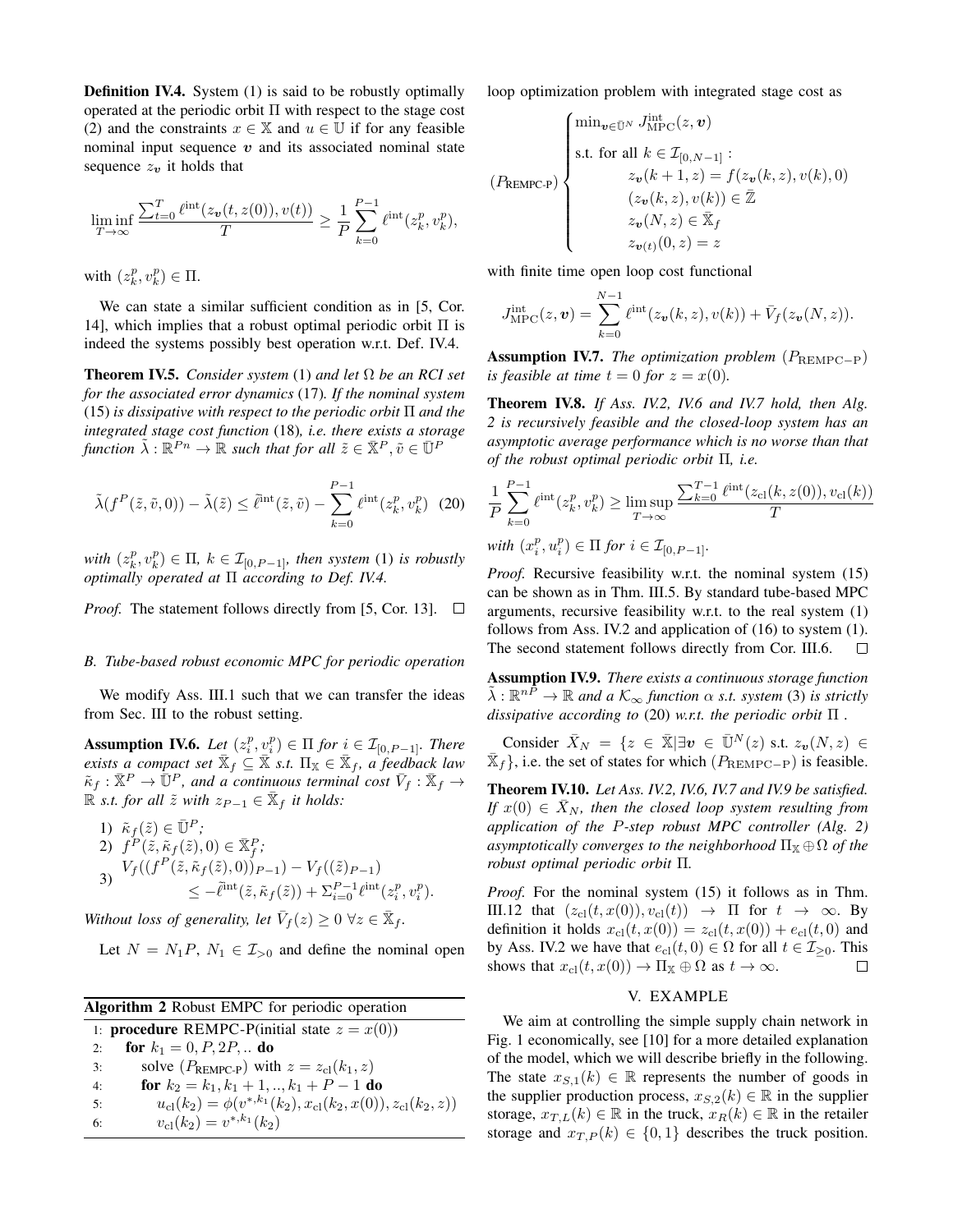**Definition IV.4.** System (1) is said to be robustly optimally operated at the periodic orbit $\Pi$ with respect to the stage cost (2) and the constraints $x \in \mathbb{X}$ and $u \in \mathbb{U}$ if for any feasible nominal input sequence $\boldsymbol{v}$ and its associated nominal state sequence $z_{\boldsymbol{v}}$ it holds that

$$\liminf_{T\to\infty} \frac{\sum_{t=0}^{T} \ell^{\text{int}}(z_{\boldsymbol{v}}(t, z(0)), v(t))}{T} \geq \frac{1}{P}\sum_{k=0}^{P-1} \ell^{\text{int}}(z_k^p, v_k^p),$$

with $(z_k^p, v_k^p) \in \Pi$.

We can state a similar sufficient condition as in [5, Cor. 14], which implies that a robust optimal periodic orbit $\Pi$ is indeed the systems possibly best operation w.r.t. Def. IV.4.

**Theorem IV.5.** *Consider system* (1) *and let $\Omega$ be an RCI set for the associated error dynamics* (17)*. If the nominal system* (15) *is dissipative with respect to the periodic orbit $\Pi$ and the integrated stage cost function* (18)*, i.e. there exists a storage function $\tilde{\lambda} : \mathbb{R}^{Pn} \to \mathbb{R}$ such that for all $\tilde{z} \in \bar{\mathbb{X}}^P, \tilde{v} \in \bar{\mathbb{U}}^P$*

$$\tilde{\lambda}(f^P(\tilde{z}, \tilde{v}, 0)) - \tilde{\lambda}(\tilde{z}) \leq \tilde{\ell}^{\text{int}}(\tilde{z}, \tilde{v}) - \sum_{k=0}^{P-1} \ell^{\text{int}}(z_k^p, v_k^p) \quad (20)$$

*with $(z_k^p, v_k^p) \in \Pi$, $k \in \mathcal{I}_{[0,P-1]}$, then system* (1) *is robustly optimally operated at $\Pi$ according to Def. IV.4.*

*Proof.* The statement follows directly from [5, Cor. 13]. □

### *B. Tube-based robust economic MPC for periodic operation*

We modify Ass. III.1 such that we can transfer the ideas from Sec. III to the robust setting.

**Assumption IV.6.** *Let $(z_i^p, v_i^p) \in \Pi$ for $i \in \mathcal{I}_{[0,P-1]}$. There exists a compact set $\bar{\mathbb{X}}_f \subseteq \bar{\mathbb{X}}$ s.t. $\Pi_{\mathbb{X}} \in \bar{\mathbb{X}}_f$, a feedback law $\tilde{\kappa}_f : \bar{\mathbb{X}}^P \to \bar{\mathbb{U}}^P$, and a continuous terminal cost $\bar{V}_f : \bar{\mathbb{X}}_f \to \mathbb{R}$ s.t. for all $\tilde{z}$ with $z_{P-1} \in \bar{\mathbb{X}}_f$ it holds:*

1) $\tilde{\kappa}_f(\tilde{z}) \in \bar{\mathbb{U}}^P$*;*
2) $f^P(\tilde{z}, \tilde{\kappa}_f(\tilde{z}), 0) \in \bar{\mathbb{X}}_f^P$*;*
3) $V_f((f^P(\tilde{z}, \tilde{\kappa}_f(\tilde{z}), 0))_{P-1}) - V_f((\tilde{z})_{P-1}) \leq -\tilde{\ell}^{\text{int}}(\tilde{z}, \tilde{\kappa}_f(\tilde{z})) + \Sigma_{i=0}^{P-1} \ell^{\text{int}}(z_i^p, v_i^p).$

*Without loss of generality, let $\bar{V}_f(z) \geq 0 \; \forall z \in \bar{\mathbb{X}}_f$.*

Let $N = N_1 P$, $N_1 \in \mathcal{I}_{>0}$ and define the nominal open loop optimization problem with integrated stage cost as

$$(P_{\text{REMPC-P}}) \begin{cases} \min_{\boldsymbol{v} \in \bar{\mathbb{U}}^N} J_{\text{MPC}}^{\text{int}}(z, \boldsymbol{v}) \\ \text{s.t. for all } k \in \mathcal{I}_{[0,N-1]}: \\ \qquad z_{\boldsymbol{v}}(k+1, z) = f(z_{\boldsymbol{v}}(k, z), v(k), 0) \\ \qquad (z_{\boldsymbol{v}}(k, z), v(k)) \in \bar{\mathbb{Z}} \\ \qquad z_{\boldsymbol{v}}(N, z) \in \bar{\mathbb{X}}_f \\ \qquad z_{\boldsymbol{v}(t)}(0, z) = z \end{cases}$$

with finite time open loop cost functional

$$J_{\text{MPC}}^{\text{int}}(z, \boldsymbol{v}) = \sum_{k=0}^{N-1} \ell^{\text{int}}(z_{\boldsymbol{v}}(k, z), v(k)) + \bar{V}_f(z_{\boldsymbol{v}}(N, z)).$$

**Algorithm 2** Robust EMPC for periodic operation

```
1: procedure REMPC-P(initial state z = x(0))
2:   for k1 = 0, P, 2P, .. do
3:     solve (P_REMPC-P) with z = z_cl(k1, z)
4:     for k2 = k1, k1 + 1, .., k1 + P − 1 do
5:       u_cl(k2) = φ(v^{*,k1}(k2), x_cl(k2, x(0)), z_cl(k2, z))
6:       v_cl(k2) = v^{*,k1}(k2)
```

**Assumption IV.7.** *The optimization problem $(P_{\text{REMPC-P}})$ is feasible at time $t = 0$ for $z = x(0)$.*

**Theorem IV.8.** *If Ass. IV.2, IV.6 and IV.7 hold, then Alg. 2 is recursively feasible and the closed-loop system has an asymptotic average performance which is no worse than that of the robust optimal periodic orbit $\Pi$, i.e.*

$$\frac{1}{P}\sum_{k=0}^{P-1} \ell^{\text{int}}(z_k^p, v_k^p) \geq \limsup_{T\to\infty} \frac{\sum_{k=0}^{T-1} \ell^{\text{int}}(z_{\text{cl}}(k, z(0)), v_{\text{cl}}(k))}{T}$$

*with $(x_i^p, u_i^p) \in \Pi$ for $i \in \mathcal{I}_{[0,P-1]}$.*

*Proof.* Recursive feasibility w.r.t. the nominal system (15) can be shown as in Thm. III.5. By standard tube-based MPC arguments, recursive feasibility w.r.t. to the real system (1) follows from Ass. IV.2 and application of (16) to system (1). The second statement follows directly from Cor. III.6. □

**Assumption IV.9.** *There exists a continuous storage function $\tilde{\lambda} : \mathbb{R}^{nP} \to \mathbb{R}$ and a $\mathcal{K}_\infty$ function $\alpha$ s.t. system* (3) *is strictly dissipative according to* (20) *w.r.t. the periodic orbit $\Pi$ .*

Consider $\bar{X}_N = \{z \in \bar{\mathbb{X}} | \exists \boldsymbol{v} \in \bar{\mathbb{U}}^N(z) \text{ s.t. } z_{\boldsymbol{v}}(N, z) \in \bar{\mathbb{X}}_f\}$, i.e. the set of states for which $(P_{\text{REMPC-P}})$ is feasible.

**Theorem IV.10.** *Let Ass. IV.2, IV.6, IV.7 and IV.9 be satisfied. If $x(0) \in \bar{X}_N$, then the closed loop system resulting from application of the $P$-step robust MPC controller (Alg. 2) asymptotically converges to the neighborhood $\Pi_{\mathbb{X}} \oplus \Omega$ of the robust optimal periodic orbit $\Pi$.*

*Proof.* For the nominal system (15) it follows as in Thm. III.12 that $(z_{\text{cl}}(t, x(0)), v_{\text{cl}}(t)) \to \Pi$ for $t \to \infty$. By definition it holds $x_{\text{cl}}(t, x(0)) = z_{\text{cl}}(t, x(0)) + e_{\text{cl}}(t, 0)$ and by Ass. IV.2 we have that $e_{\text{cl}}(t, 0) \in \Omega$ for all $t \in \mathcal{I}_{\geq 0}$. This shows that $x_{\text{cl}}(t, x(0)) \to \Pi_{\mathbb{X}} \oplus \Omega$ as $t \to \infty$. □

## V. EXAMPLE

We aim at controlling the simple supply chain network in Fig. 1 economically, see [10] for a more detailed explanation of the model, which we will describe briefly in the following. The state $x_{S,1}(k) \in \mathbb{R}$ represents the number of goods in the supplier production process, $x_{S,2}(k) \in \mathbb{R}$ in the supplier storage, $x_{T,L}(k) \in \mathbb{R}$ in the truck, $x_R(k) \in \mathbb{R}$ in the retailer storage and $x_{T,P}(k) \in \{0, 1\}$ describes the truck position.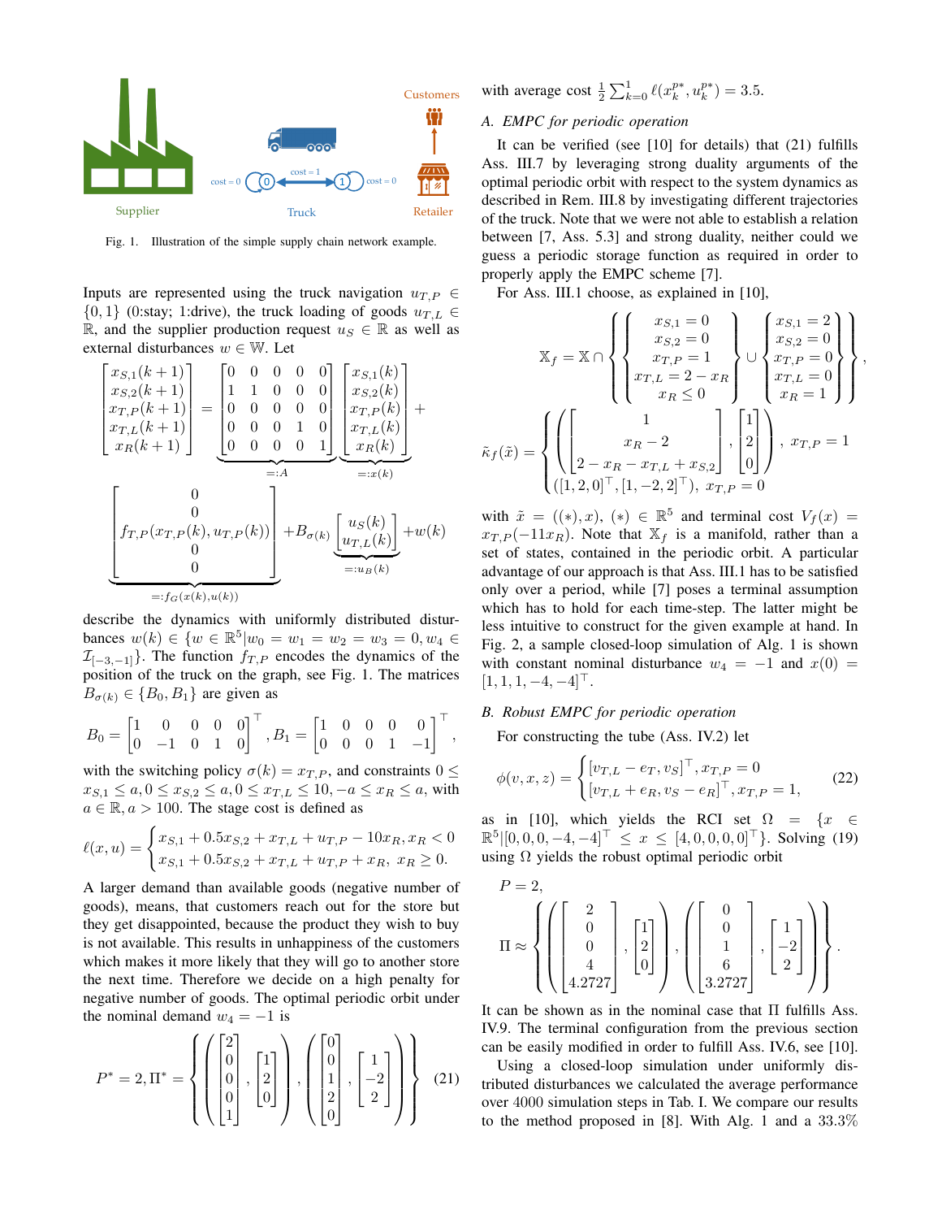Fig. 1. Illustration of the simple supply chain network example.

Inputs are represented using the truck navigation $u_{T,P} \in \{0,1\}$ (0:stay; 1:drive), the truck loading of goods $u_{T,L} \in \mathbb{R}$, and the supplier production request $u_S \in \mathbb{R}$ as well as external disturbances $w \in \mathbb{W}$. Let

$$
\begin{bmatrix} x_{S,1}(k+1) \\ x_{S,2}(k+1) \\ x_{T,P}(k+1) \\ x_{T,L}(k+1) \\ x_R(k+1) \end{bmatrix} = \underbrace{\begin{bmatrix} 0 & 0 & 0 & 0 & 0 \\ 1 & 1 & 0 & 0 & 0 \\ 0 & 0 & 0 & 0 & 0 \\ 0 & 0 & 0 & 1 & 0 \\ 0 & 0 & 0 & 0 & 1 \end{bmatrix}}_{=:A} \underbrace{\begin{bmatrix} x_{S,1}(k) \\ x_{S,2}(k) \\ x_{T,P}(k) \\ x_{T,L}(k) \\ x_R(k) \end{bmatrix}}_{=:x(k)} +
$$

$$
\underbrace{\begin{bmatrix} 0 \\ 0 \\ f_{T,P}(x_{T,P}(k), u_{T,P}(k)) \\ 0 \\ 0 \end{bmatrix}}_{=:f_G(x(k),u(k))} + B_{\sigma(k)} \underbrace{\begin{bmatrix} u_S(k) \\ u_{T,L}(k) \end{bmatrix}}_{=:u_B(k)} + w(k)
$$

describe the dynamics with uniformly distributed disturbances $w(k) \in \{w \in \mathbb{R}^5 | w_0 = w_1 = w_2 = w_3 = 0, w_4 \in \mathcal{I}_{[-3,-1]}\}$. The function $f_{T,P}$ encodes the dynamics of the position of the truck on the graph, see Fig. 1. The matrices $B_{\sigma(k)} \in \{B_0, B_1\}$ are given as

$$
B_0 = \begin{bmatrix} 1 & 0 & 0 & 0 & 0 \\ 0 & -1 & 0 & 1 & 0 \end{bmatrix}^\top, B_1 = \begin{bmatrix} 1 & 0 & 0 & 0 & 0 \\ 0 & 0 & 0 & 1 & -1 \end{bmatrix}^\top,
$$

with the switching policy $\sigma(k) = x_{T,P}$, and constraints $0 \le x_{S,1} \le a, 0 \le x_{S,2} \le a, 0 \le x_{T,L} \le 10, -a \le x_R \le a$, with $a \in \mathbb{R}, a > 100$. The stage cost is defined as

$$
\ell(x,u) = \begin{cases} x_{S,1} + 0.5x_{S,2} + x_{T,L} + u_{T,P} - 10x_R, x_R < 0 \\ x_{S,1} + 0.5x_{S,2} + x_{T,L} + u_{T,P} + x_R, \ x_R \ge 0. \end{cases}
$$

A larger demand than available goods (negative number of goods), means, that customers reach out for the store but they get disappointed, because the product they wish to buy is not available. This results in unhappiness of the customers which makes it more likely that they will go to another store the next time. Therefore we decide on a high penalty for negative number of goods. The optimal periodic orbit under the nominal demand $w_4 = -1$ is

$$
P^* = 2, \Pi^* = \left\{ \left( \begin{bmatrix} 2 \\ 0 \\ 0 \\ 0 \\ 1 \end{bmatrix}, \begin{bmatrix} 1 \\ 2 \\ 0 \end{bmatrix} \right), \left( \begin{bmatrix} 0 \\ 0 \\ 1 \\ 2 \\ 0 \end{bmatrix}, \begin{bmatrix} 1 \\ -2 \\ 2 \end{bmatrix} \right) \right\} \tag{21}
$$

with average cost $\frac{1}{2}\sum_{k=0}^{1} \ell(x_k^{p*}, u_k^{p*}) = 3.5$.

### A. EMPC for periodic operation

It can be verified (see [10] for details) that (21) fulfills Ass. III.7 by leveraging strong duality arguments of the optimal periodic orbit with respect to the system dynamics as described in Rem. III.8 by investigating different trajectories of the truck. Note that we were not able to establish a relation between [7, Ass. 5.3] and strong duality, neither could we guess a periodic storage function as required in order to properly apply the EMPC scheme [7].

For Ass. III.1 choose, as explained in [10],

$$
\mathbb{X}_f = \mathbb{X} \cap \left\{ \left\{ \begin{array}{c} x_{S,1} = 0 \\ x_{S,2} = 0 \\ x_{T,P} = 1 \\ x_{T,L} = 2 - x_R \\ x_R \le 0 \end{array} \right\} \cup \left\{ \begin{array}{c} x_{S,1} = 2 \\ x_{S,2} = 0 \\ x_{T,P} = 0 \\ x_{T,L} = 0 \\ x_R = 1 \end{array} \right\} \right\},
$$

$$
\tilde{\kappa}_f(\tilde{x}) = \begin{cases} \left( \begin{bmatrix} 1 \\ x_R - 2 \\ 2 - x_R - x_{T,L} + x_{S,2} \end{bmatrix}, \begin{bmatrix} 1 \\ 2 \\ 0 \end{bmatrix} \right), \ x_{T,P} = 1 \\ ([1,2,0]^\top, [1,-2,2]^\top), \ x_{T,P} = 0 \end{cases}
$$

with $\tilde{x} = ((*), x)$, $(*) \in \mathbb{R}^5$ and terminal cost $V_f(x) = x_{T,P}(-11x_R)$. Note that $\mathbb{X}_f$ is a manifold, rather than a set of states, contained in the periodic orbit. A particular advantage of our approach is that Ass. III.1 has to be satisfied only over a period, while [7] poses a terminal assumption which has to hold for each time-step. The latter might be less intuitive to construct for the given example at hand. In Fig. 2, a sample closed-loop simulation of Alg. 1 is shown with constant nominal disturbance $w_4 = -1$ and $x(0) = [1, 1, 1, -4, -4]^\top$.

### B. Robust EMPC for periodic operation

For constructing the tube (Ass. IV.2) let

$$
\phi(v, x, z) = \begin{cases} [v_{T,L} - e_T, v_S]^\top, x_{T,P} = 0 \\ [v_{T,L} + e_R, v_S - e_R]^\top, x_{T,P} = 1, \end{cases} \tag{22}
$$

as in [10], which yields the RCI set $\Omega = \{x \in \mathbb{R}^5 | [0, 0, 0, -4, -4]^\top \le x \le [4, 0, 0, 0, 0]^\top\}$. Solving (19) using $\Omega$ yields the robust optimal periodic orbit

$$
P = 2,
$$

$$
\Pi \approx \left\{ \left( \begin{bmatrix} 2 \\ 0 \\ 0 \\ 4 \\ 4.2727 \end{bmatrix}, \begin{bmatrix} 1 \\ 2 \\ 0 \end{bmatrix} \right), \left( \begin{bmatrix} 0 \\ 0 \\ 1 \\ 6 \\ 3.2727 \end{bmatrix}, \begin{bmatrix} 1 \\ -2 \\ 2 \end{bmatrix} \right) \right\}.
$$

It can be shown as in the nominal case that $\Pi$ fulfills Ass. IV.9. The terminal configuration from the previous section can be easily modified in order to fulfill Ass. IV.6, see [10].

Using a closed-loop simulation under uniformly distributed disturbances we calculated the average performance over 4000 simulation steps in Tab. I. We compare our results to the method proposed in [8]. With Alg. 1 and a 33.3%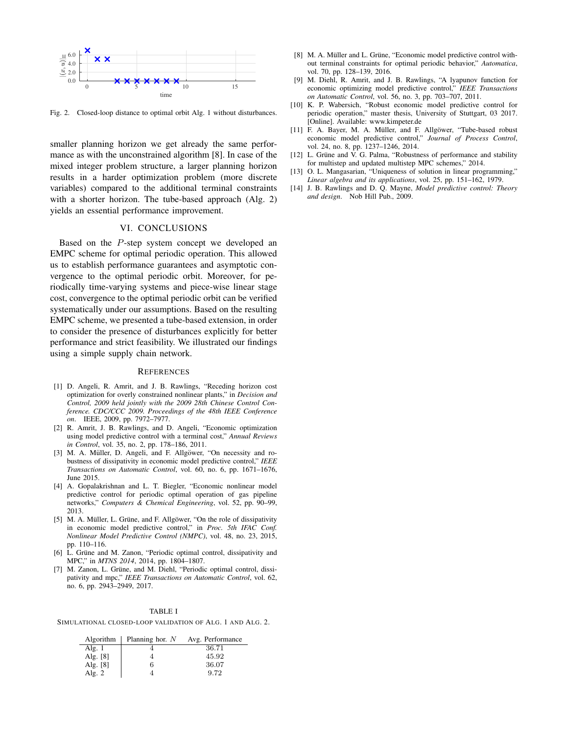$|(x,u)|_\Pi$
6.0
4.0
2.0
0.0
0
5
10
15
time

Fig. 2. Closed-loop distance to optimal orbit Alg. 1 without disturbances.

smaller planning horizon we get already the same performance as with the unconstrained algorithm [8]. In case of the mixed integer problem structure, a larger planning horizon results in a harder optimization problem (more discrete variables) compared to the additional terminal constraints with a shorter horizon. The tube-based approach (Alg. 2) yields an essential performance improvement.

## VI. CONCLUSIONS

Based on the $P$-step system concept we developed an EMPC scheme for optimal periodic operation. This allowed us to establish performance guarantees and asymptotic convergence to the optimal periodic orbit. Moreover, for periodically time-varying systems and piece-wise linear stage cost, convergence to the optimal periodic orbit can be verified systematically under our assumptions. Based on the resulting EMPC scheme, we presented a tube-based extension, in order to consider the presence of disturbances explicitly for better performance and strict feasibility. We illustrated our findings using a simple supply chain network.

## REFERENCES

[1] D. Angeli, R. Amrit, and J. B. Rawlings, "Receding horizon cost optimization for overly constrained nonlinear plants," in *Decision and Control, 2009 held jointly with the 2009 28th Chinese Control Conference. CDC/CCC 2009. Proceedings of the 48th IEEE Conference on*. IEEE, 2009, pp. 7972–7977.

[2] R. Amrit, J. B. Rawlings, and D. Angeli, "Economic optimization using model predictive control with a terminal cost," *Annual Reviews in Control*, vol. 35, no. 2, pp. 178–186, 2011.

[3] M. A. Müller, D. Angeli, and F. Allgöwer, "On necessity and robustness of dissipativity in economic model predictive control," *IEEE Transactions on Automatic Control*, vol. 60, no. 6, pp. 1671–1676, June 2015.

[4] A. Gopalakrishnan and L. T. Biegler, "Economic nonlinear model predictive control for periodic optimal operation of gas pipeline networks," *Computers & Chemical Engineering*, vol. 52, pp. 90–99, 2013.

[5] M. A. Müller, L. Grüne, and F. Allgöwer, "On the role of dissipativity in economic model predictive control," in *Proc. 5th IFAC Conf. Nonlinear Model Predictive Control (NMPC)*, vol. 48, no. 23, 2015, pp. 110–116.

[6] L. Grüne and M. Zanon, "Periodic optimal control, dissipativity and MPC," in *MTNS 2014*, 2014, pp. 1804–1807.

[7] M. Zanon, L. Grüne, and M. Diehl, "Periodic optimal control, dissipativity and mpc," *IEEE Transactions on Automatic Control*, vol. 62, no. 6, pp. 2943–2949, 2017.

[8] M. A. Müller and L. Grüne, "Economic model predictive control without terminal constraints for optimal periodic behavior," *Automatica*, vol. 70, pp. 128–139, 2016.

[9] M. Diehl, R. Amrit, and J. B. Rawlings, "A lyapunov function for economic optimizing model predictive control," *IEEE Transactions on Automatic Control*, vol. 56, no. 3, pp. 703–707, 2011.

[10] K. P. Wabersich, "Robust economic model predictive control for periodic operation," master thesis, University of Stuttgart, 03 2017. [Online]. Available: www.kimpeter.de

[11] F. A. Bayer, M. A. Müller, and F. Allgöwer, "Tube-based robust economic model predictive control," *Journal of Process Control*, vol. 24, no. 8, pp. 1237–1246, 2014.

[12] L. Grüne and V. G. Palma, "Robustness of performance and stability for multistep and updated multistep MPC schemes," 2014.

[13] O. L. Mangasarian, "Uniqueness of solution in linear programming," *Linear algebra and its applications*, vol. 25, pp. 151–162, 1979.

[14] J. B. Rawlings and D. Q. Mayne, *Model predictive control: Theory and design*. Nob Hill Pub., 2009.

TABLE I

SIMULATIONAL CLOSED-LOOP VALIDATION OF ALG. 1 AND ALG. 2.

| Algorithm | Planning hor. $N$ | Avg. Performance |
|---|---|---|
| Alg. 1 | 4 | 36.71 |
| Alg. [8] | 4 | 45.92 |
| Alg. [8] | 6 | 36.07 |
| Alg. 2 | 4 | 9.72 |